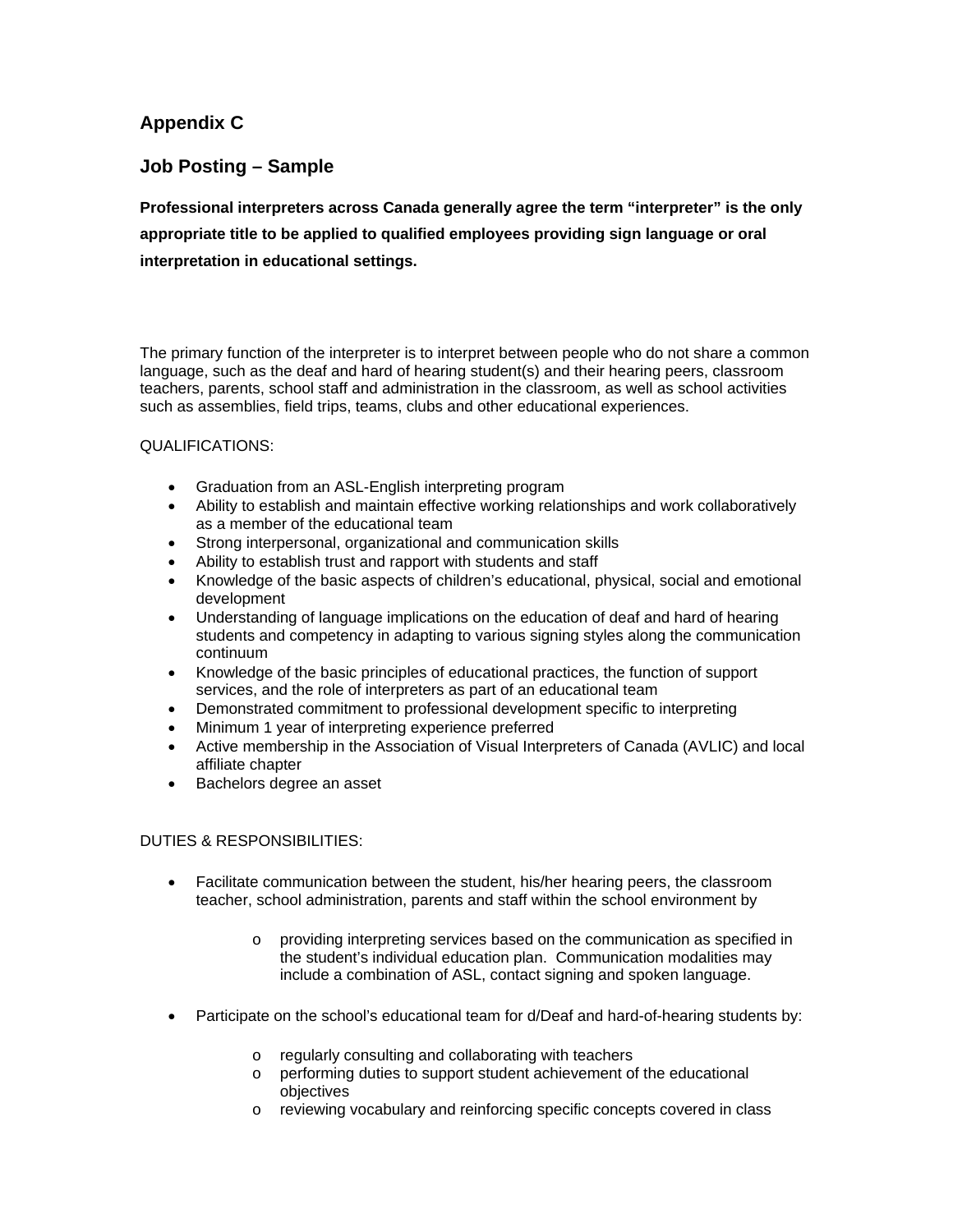## Appendix C

## Job Posting – Sample

**Professional interpreters across Canada generally agree the term "interpreter" is the only appropriate title to be applied to qualified employees providing sign language or oral interpretation in educational settings.**

The primary function of the interpreter is to interpret between people who do not share a common language, such as the deaf and hard of hearing student(s) and their hearing peers, classroom teachers, parents, school staff and administration in the classroom, as well as school activities such as assemblies, field trips, teams, clubs and other educational experiences.

QUALIFICATIONS:

- Graduation from an ASL-English interpreting program
- Ability to establish and maintain effective working relationships and work collaboratively as a member of the educational team
- Strong interpersonal, organizational and communication skills
- Ability to establish trust and rapport with students and staff
- Knowledge of the basic aspects of children's educational, physical, social and emotional development
- Understanding of language implications on the education of deaf and hard of hearing students and competency in adapting to various signing styles along the communication continuum
- Knowledge of the basic principles of educational practices, the function of support services, and the role of interpreters as part of an educational team
- Demonstrated commitment to professional development specific to interpreting
- Minimum 1 year of interpreting experience preferred
- Active membership in the Association of Visual Interpreters of Canada (AVLIC) and local affiliate chapter
- Bachelors degree an asset

DUTIES & RESPONSIBILITIES:

- Facilitate communication between the student, his/her hearing peers, the classroom teacher, school administration, parents and staff within the school environment by
    - providing interpreting services based on the communication as specified in the student's individual education plan. Communication modalities may include a combination of ASL, contact signing and spoken language.
- Participate on the school's educational team for d/Deaf and hard-of-hearing students by:
    - regularly consulting and collaborating with teachers
    - performing duties to support student achievement of the educational objectives
    - reviewing vocabulary and reinforcing specific concepts covered in class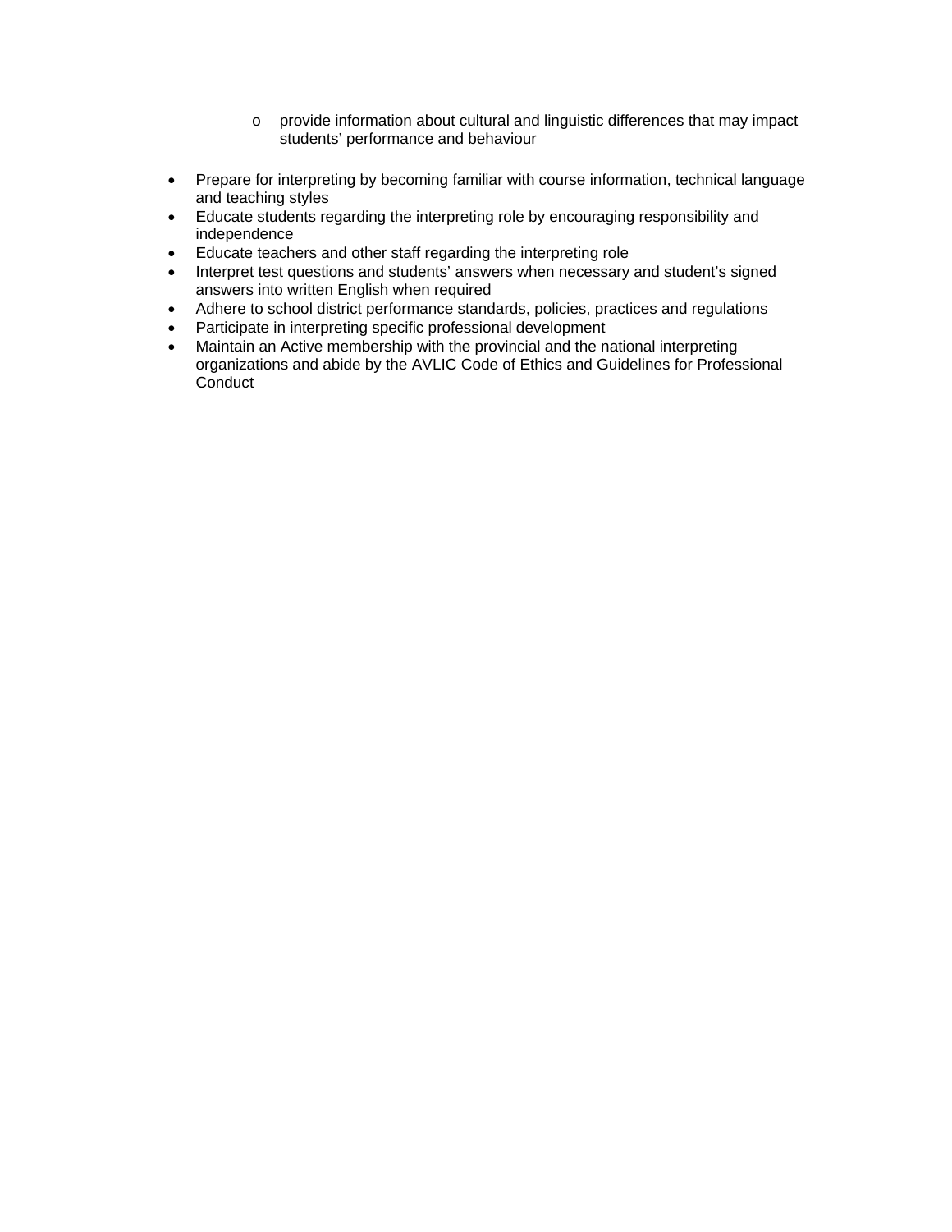- provide information about cultural and linguistic differences that may impact students' performance and behaviour

- Prepare for interpreting by becoming familiar with course information, technical language and teaching styles
- Educate students regarding the interpreting role by encouraging responsibility and independence
- Educate teachers and other staff regarding the interpreting role
- Interpret test questions and students' answers when necessary and student's signed answers into written English when required
- Adhere to school district performance standards, policies, practices and regulations
- Participate in interpreting specific professional development
- Maintain an Active membership with the provincial and the national interpreting organizations and abide by the AVLIC Code of Ethics and Guidelines for Professional Conduct